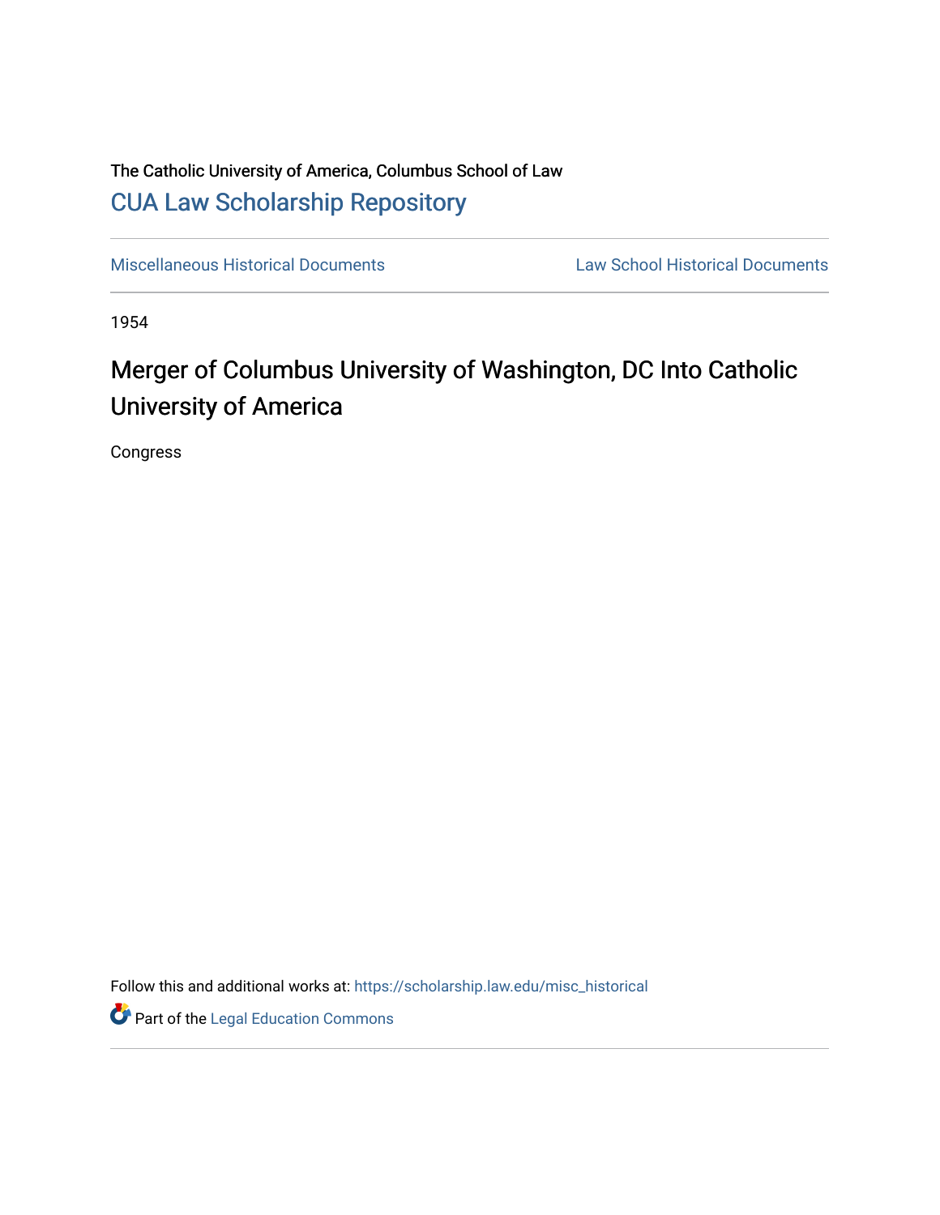The Catholic University of America, Columbus School of Law

# CUA Law Scholarship Repository

Miscellaneous Historical Documents | Law School Historical Documents

1954

## Merger of Columbus University of Washington, DC Into Catholic University of America

Congress

Follow this and additional works at: https://scholarship.law.edu/misc_historical

Part of the Legal Education Commons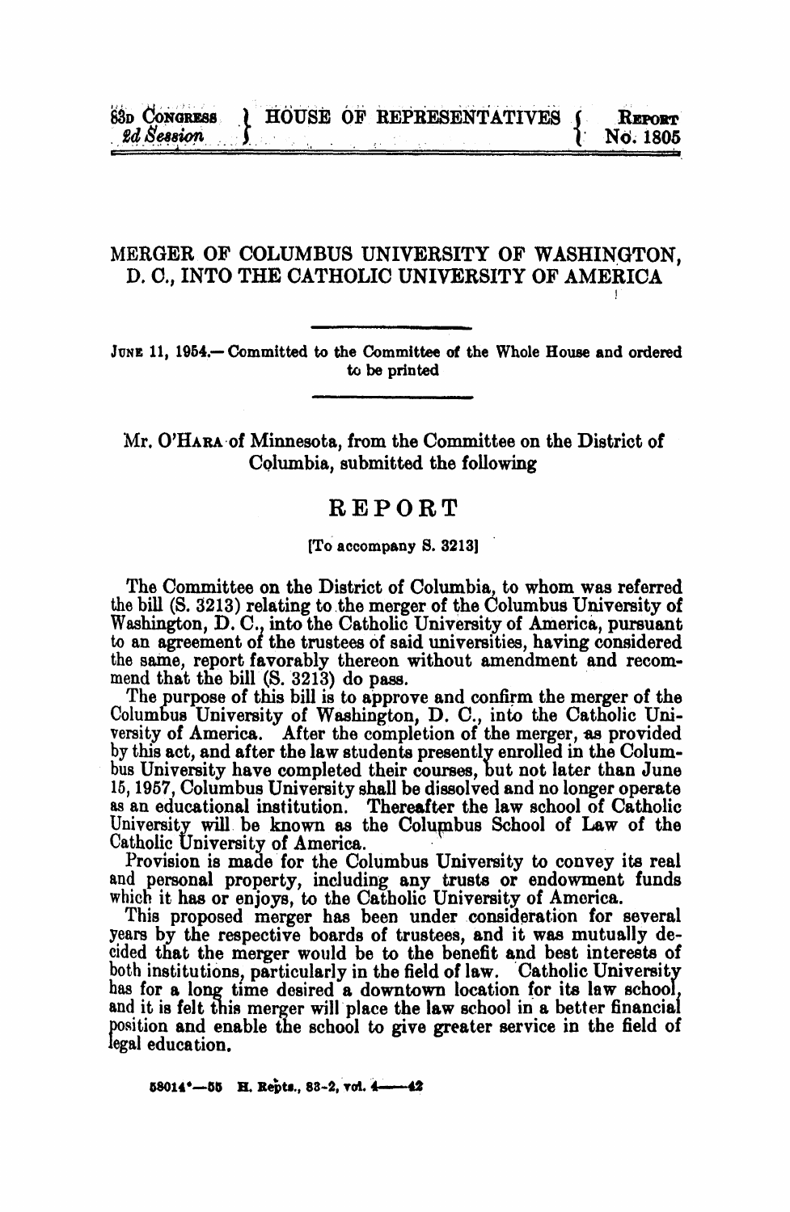83D CONGRESS 2d Session } HOUSE OF REPRESENTATIVES { REPORT No. 1805

# MERGER OF COLUMBUS UNIVERSITY OF WASHINGTON, D. C., INTO THE CATHOLIC UNIVERSITY OF AMERICA

JUNE 11, 1954.—Committed to the Committee of the Whole House and ordered to be printed

Mr. O'HARA of Minnesota, from the Committee on the District of Columbia, submitted the following

## REPORT

[To accompany S. 3213]

The Committee on the District of Columbia, to whom was referred the bill (S. 3213) relating to the merger of the Columbus University of Washington, D. C., into the Catholic University of America, pursuant to an agreement of the trustees of said universities, having considered the same, report favorably thereon without amendment and recommend that the bill (S. 3213) do pass.

The purpose of this bill is to approve and confirm the merger of the Columbus University of Washington, D. C., into the Catholic University of America. After the completion of the merger, as provided by this act, and after the law students presently enrolled in the Columbus University have completed their courses, but not later than June 15, 1957, Columbus University shall be dissolved and no longer operate as an educational institution. Thereafter the law school of Catholic University will be known as the Columbus School of Law of the Catholic University of America.

Provision is made for the Columbus University to convey its real and personal property, including any trusts or endowment funds which it has or enjoys, to the Catholic University of America.

This proposed merger has been under consideration for several years by the respective boards of trustees, and it was mutually decided that the merger would be to the benefit and best interests of both institutions, particularly in the field of law. Catholic University has for a long time desired a downtown location for its law school, and it is felt this merger will place the law school in a better financial position and enable the school to give greater service in the field of legal education.

58014°—55 H. Repts., 83-2, vol. 4——42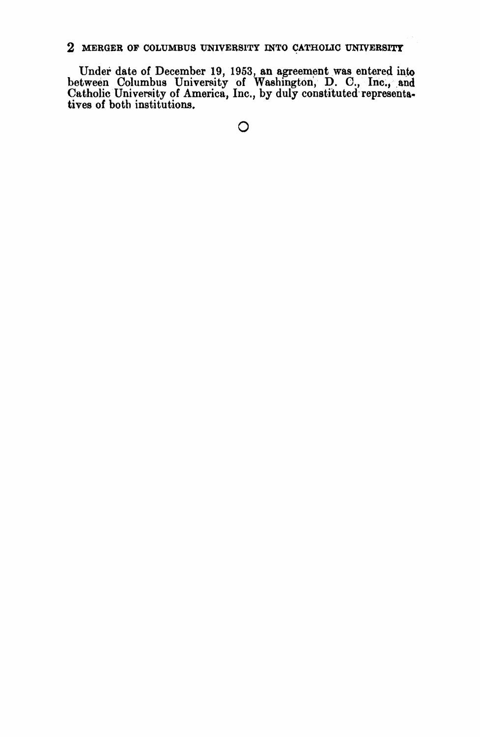Under date of December 19, 1953, an agreement was entered into between Columbus University of Washington, D. C., Inc., and Catholic University of America, Inc., by duly constituted representatives of both institutions.